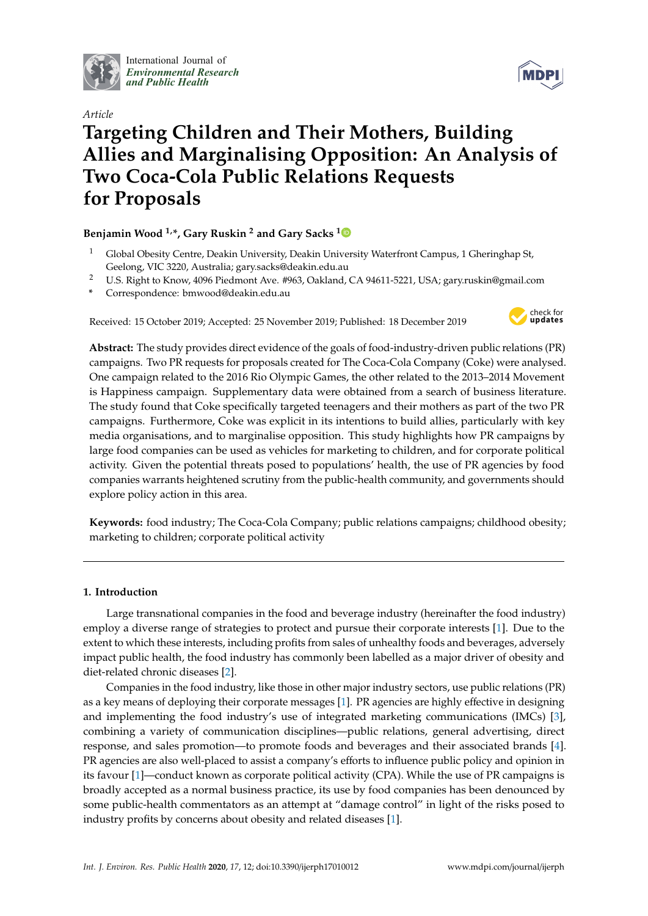International Journal of *Environmental Research and Public Health*

*Article*

# Targeting Children and Their Mothers, Building Allies and Marginalising Opposition: An Analysis of Two Coca-Cola Public Relations Requests for Proposals

**Benjamin Wood [1,*], Gary Ruskin [2] and Gary Sacks [1]**

[1] Global Obesity Centre, Deakin University, Deakin University Waterfront Campus, 1 Gheringhap St, Geelong, VIC 3220, Australia; gary.sacks@deakin.edu.au

[2] U.S. Right to Know, 4096 Piedmont Ave. #963, Oakland, CA 94611-5221, USA; gary.ruskin@gmail.com

[*] Correspondence: bmwood@deakin.edu.au

Received: 15 October 2019; Accepted: 25 November 2019; Published: 18 December 2019

**Abstract:** The study provides direct evidence of the goals of food-industry-driven public relations (PR) campaigns. Two PR requests for proposals created for The Coca-Cola Company (Coke) were analysed. One campaign related to the 2016 Rio Olympic Games, the other related to the 2013–2014 Movement is Happiness campaign. Supplementary data were obtained from a search of business literature. The study found that Coke specifically targeted teenagers and their mothers as part of the two PR campaigns. Furthermore, Coke was explicit in its intentions to build allies, particularly with key media organisations, and to marginalise opposition. This study highlights how PR campaigns by large food companies can be used as vehicles for marketing to children, and for corporate political activity. Given the potential threats posed to populations' health, the use of PR agencies by food companies warrants heightened scrutiny from the public-health community, and governments should explore policy action in this area.

**Keywords:** food industry; The Coca-Cola Company; public relations campaigns; childhood obesity; marketing to children; corporate political activity

## 1. Introduction

Large transnational companies in the food and beverage industry (hereinafter the food industry) employ a diverse range of strategies to protect and pursue their corporate interests [1]. Due to the extent to which these interests, including profits from sales of unhealthy foods and beverages, adversely impact public health, the food industry has commonly been labelled as a major driver of obesity and diet-related chronic diseases [2].

Companies in the food industry, like those in other major industry sectors, use public relations (PR) as a key means of deploying their corporate messages [1]. PR agencies are highly effective in designing and implementing the food industry's use of integrated marketing communications (IMCs) [3], combining a variety of communication disciplines—public relations, general advertising, direct response, and sales promotion—to promote foods and beverages and their associated brands [4]. PR agencies are also well-placed to assist a company's efforts to influence public policy and opinion in its favour [1]—conduct known as corporate political activity (CPA). While the use of PR campaigns is broadly accepted as a normal business practice, its use by food companies has been denounced by some public-health commentators as an attempt at "damage control" in light of the risks posed to industry profits by concerns about obesity and related diseases [1].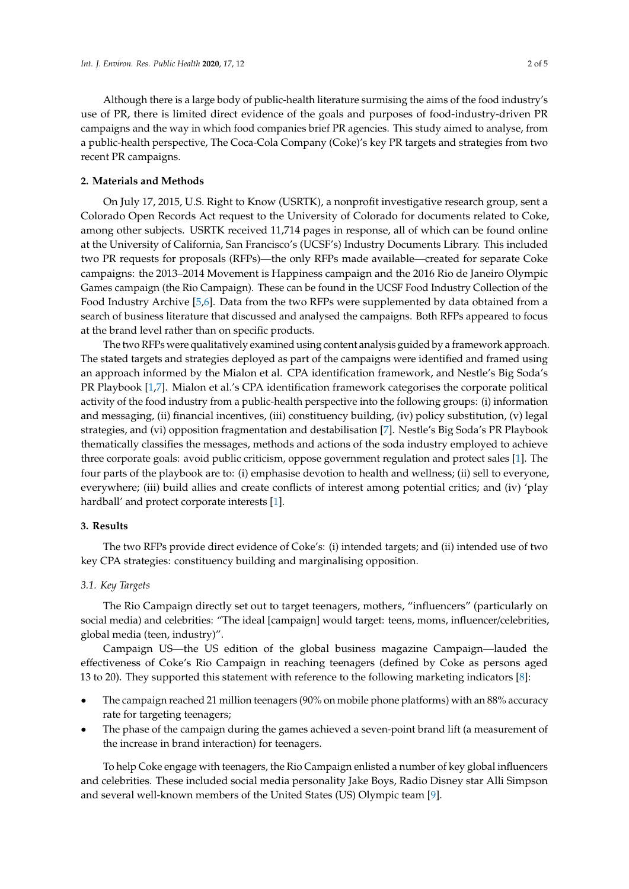Although there is a large body of public-health literature surmising the aims of the food industry's use of PR, there is limited direct evidence of the goals and purposes of food-industry-driven PR campaigns and the way in which food companies brief PR agencies. This study aimed to analyse, from a public-health perspective, The Coca-Cola Company (Coke)'s key PR targets and strategies from two recent PR campaigns.

## 2. Materials and Methods

On July 17, 2015, U.S. Right to Know (USRTK), a nonprofit investigative research group, sent a Colorado Open Records Act request to the University of Colorado for documents related to Coke, among other subjects. USRTK received 11,714 pages in response, all of which can be found online at the University of California, San Francisco's (UCSF's) Industry Documents Library. This included two PR requests for proposals (RFPs)—the only RFPs made available—created for separate Coke campaigns: the 2013–2014 Movement is Happiness campaign and the 2016 Rio de Janeiro Olympic Games campaign (the Rio Campaign). These can be found in the UCSF Food Industry Collection of the Food Industry Archive [5,6]. Data from the two RFPs were supplemented by data obtained from a search of business literature that discussed and analysed the campaigns. Both RFPs appeared to focus at the brand level rather than on specific products.

The two RFPs were qualitatively examined using content analysis guided by a framework approach. The stated targets and strategies deployed as part of the campaigns were identified and framed using an approach informed by the Mialon et al. CPA identification framework, and Nestle's Big Soda's PR Playbook [1,7]. Mialon et al.'s CPA identification framework categorises the corporate political activity of the food industry from a public-health perspective into the following groups: (i) information and messaging, (ii) financial incentives, (iii) constituency building, (iv) policy substitution, (v) legal strategies, and (vi) opposition fragmentation and destabilisation [7]. Nestle's Big Soda's PR Playbook thematically classifies the messages, methods and actions of the soda industry employed to achieve three corporate goals: avoid public criticism, oppose government regulation and protect sales [1]. The four parts of the playbook are to: (i) emphasise devotion to health and wellness; (ii) sell to everyone, everywhere; (iii) build allies and create conflicts of interest among potential critics; and (iv) 'play hardball' and protect corporate interests [1].

## 3. Results

The two RFPs provide direct evidence of Coke's: (i) intended targets; and (ii) intended use of two key CPA strategies: constituency building and marginalising opposition.

### *3.1. Key Targets*

The Rio Campaign directly set out to target teenagers, mothers, "influencers" (particularly on social media) and celebrities: "The ideal [campaign] would target: teens, moms, influencer/celebrities, global media (teen, industry)".

Campaign US—the US edition of the global business magazine Campaign—lauded the effectiveness of Coke's Rio Campaign in reaching teenagers (defined by Coke as persons aged 13 to 20). They supported this statement with reference to the following marketing indicators [8]:

- The campaign reached 21 million teenagers (90% on mobile phone platforms) with an 88% accuracy rate for targeting teenagers;
- The phase of the campaign during the games achieved a seven-point brand lift (a measurement of the increase in brand interaction) for teenagers.

To help Coke engage with teenagers, the Rio Campaign enlisted a number of key global influencers and celebrities. These included social media personality Jake Boys, Radio Disney star Alli Simpson and several well-known members of the United States (US) Olympic team [9].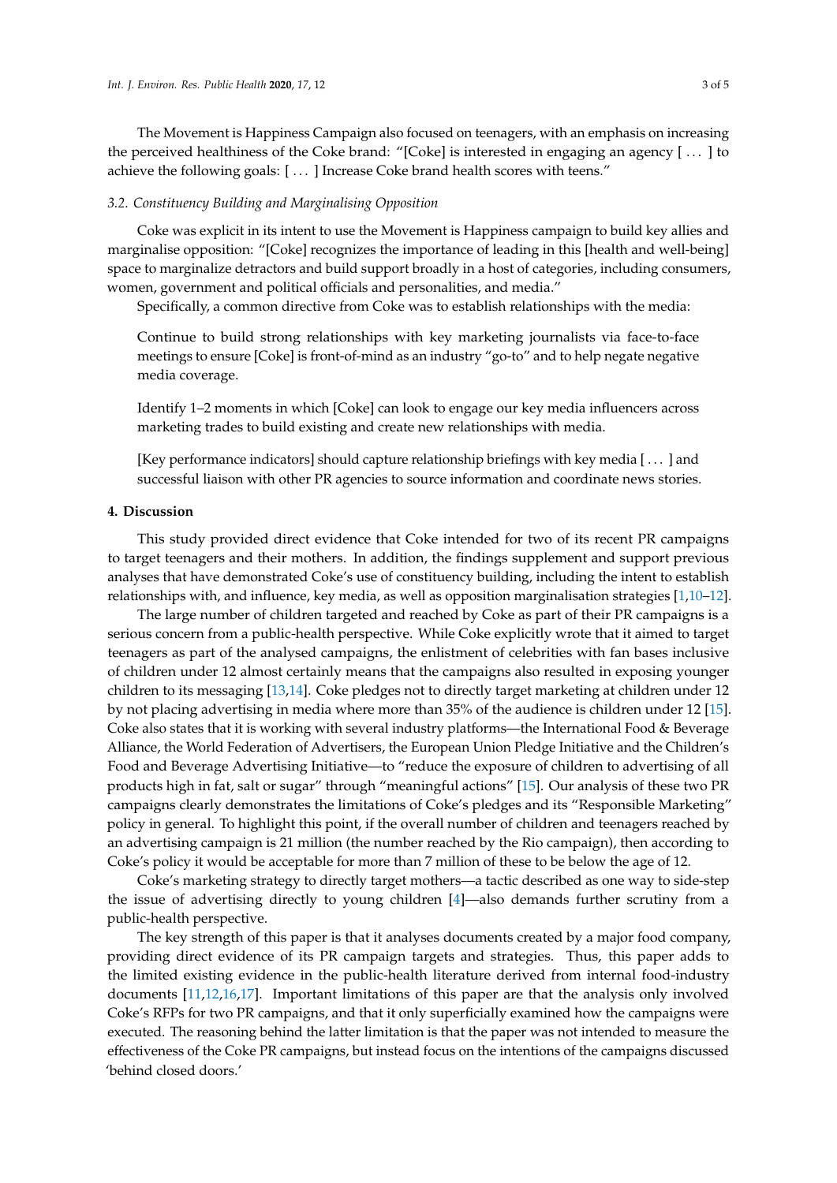The Movement is Happiness Campaign also focused on teenagers, with an emphasis on increasing the perceived healthiness of the Coke brand: "[Coke] is interested in engaging an agency [ . . . ] to achieve the following goals: [ . . . ] Increase Coke brand health scores with teens."

### *3.2. Constituency Building and Marginalising Opposition*

Coke was explicit in its intent to use the Movement is Happiness campaign to build key allies and marginalise opposition: "[Coke] recognizes the importance of leading in this [health and well-being] space to marginalize detractors and build support broadly in a host of categories, including consumers, women, government and political officials and personalities, and media."

Specifically, a common directive from Coke was to establish relationships with the media:

> Continue to build strong relationships with key marketing journalists via face-to-face meetings to ensure [Coke] is front-of-mind as an industry "go-to" and to help negate negative media coverage.
>
> Identify 1–2 moments in which [Coke] can look to engage our key media influencers across marketing trades to build existing and create new relationships with media.
>
> [Key performance indicators] should capture relationship briefings with key media [ . . . ] and successful liaison with other PR agencies to source information and coordinate news stories.

## 4. Discussion

This study provided direct evidence that Coke intended for two of its recent PR campaigns to target teenagers and their mothers. In addition, the findings supplement and support previous analyses that have demonstrated Coke's use of constituency building, including the intent to establish relationships with, and influence, key media, as well as opposition marginalisation strategies [1,10–12].

The large number of children targeted and reached by Coke as part of their PR campaigns is a serious concern from a public-health perspective. While Coke explicitly wrote that it aimed to target teenagers as part of the analysed campaigns, the enlistment of celebrities with fan bases inclusive of children under 12 almost certainly means that the campaigns also resulted in exposing younger children to its messaging [13,14]. Coke pledges not to directly target marketing at children under 12 by not placing advertising in media where more than 35% of the audience is children under 12 [15]. Coke also states that it is working with several industry platforms—the International Food & Beverage Alliance, the World Federation of Advertisers, the European Union Pledge Initiative and the Children's Food and Beverage Advertising Initiative—to "reduce the exposure of children to advertising of all products high in fat, salt or sugar" through "meaningful actions" [15]. Our analysis of these two PR campaigns clearly demonstrates the limitations of Coke's pledges and its "Responsible Marketing" policy in general. To highlight this point, if the overall number of children and teenagers reached by an advertising campaign is 21 million (the number reached by the Rio campaign), then according to Coke's policy it would be acceptable for more than 7 million of these to be below the age of 12.

Coke's marketing strategy to directly target mothers—a tactic described as one way to side-step the issue of advertising directly to young children [4]—also demands further scrutiny from a public-health perspective.

The key strength of this paper is that it analyses documents created by a major food company, providing direct evidence of its PR campaign targets and strategies. Thus, this paper adds to the limited existing evidence in the public-health literature derived from internal food-industry documents [11,12,16,17]. Important limitations of this paper are that the analysis only involved Coke's RFPs for two PR campaigns, and that it only superficially examined how the campaigns were executed. The reasoning behind the latter limitation is that the paper was not intended to measure the effectiveness of the Coke PR campaigns, but instead focus on the intentions of the campaigns discussed 'behind closed doors.'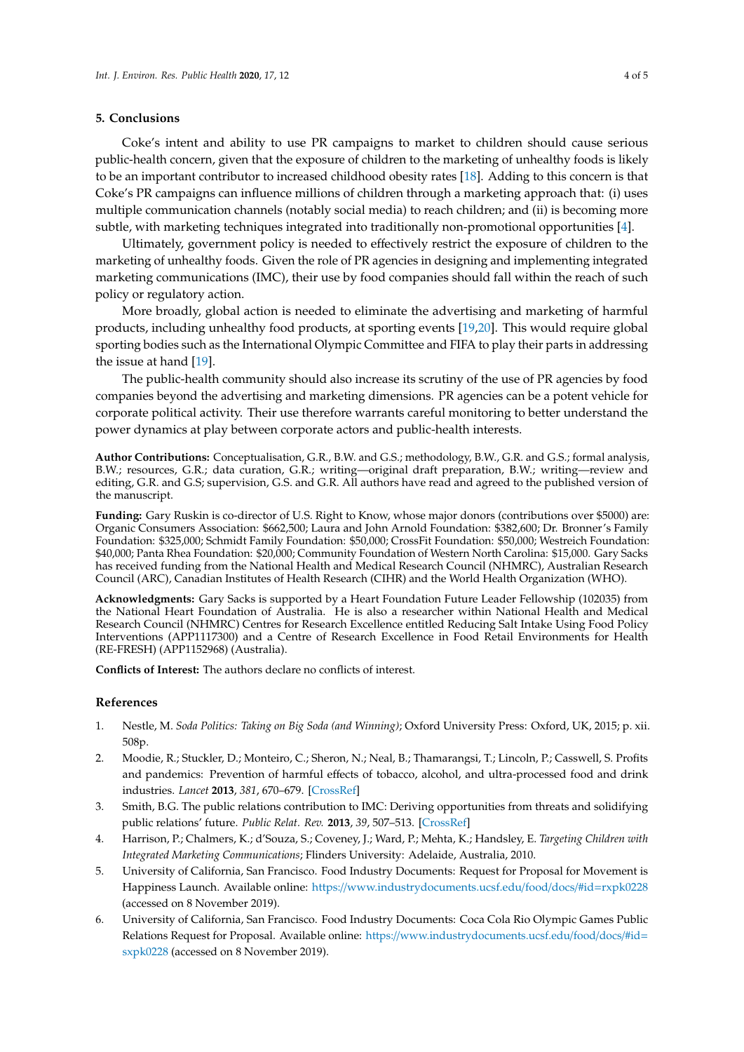## 5. Conclusions

Coke's intent and ability to use PR campaigns to market to children should cause serious public-health concern, given that the exposure of children to the marketing of unhealthy foods is likely to be an important contributor to increased childhood obesity rates [18]. Adding to this concern is that Coke's PR campaigns can influence millions of children through a marketing approach that: (i) uses multiple communication channels (notably social media) to reach children; and (ii) is becoming more subtle, with marketing techniques integrated into traditionally non-promotional opportunities [4].

Ultimately, government policy is needed to effectively restrict the exposure of children to the marketing of unhealthy foods. Given the role of PR agencies in designing and implementing integrated marketing communications (IMC), their use by food companies should fall within the reach of such policy or regulatory action.

More broadly, global action is needed to eliminate the advertising and marketing of harmful products, including unhealthy food products, at sporting events [19,20]. This would require global sporting bodies such as the International Olympic Committee and FIFA to play their parts in addressing the issue at hand [19].

The public-health community should also increase its scrutiny of the use of PR agencies by food companies beyond the advertising and marketing dimensions. PR agencies can be a potent vehicle for corporate political activity. Their use therefore warrants careful monitoring to better understand the power dynamics at play between corporate actors and public-health interests.

**Author Contributions:** Conceptualisation, G.R., B.W. and G.S.; methodology, B.W., G.R. and G.S.; formal analysis, B.W.; resources, G.R.; data curation, G.R.; writing—original draft preparation, B.W.; writing—review and editing, G.R. and G.S; supervision, G.S. and G.R. All authors have read and agreed to the published version of the manuscript.

**Funding:** Gary Ruskin is co-director of U.S. Right to Know, whose major donors (contributions over $5000) are: Organic Consumers Association: $662,500; Laura and John Arnold Foundation: $382,600; Dr. Bronner's Family Foundation: $325,000; Schmidt Family Foundation: $50,000; CrossFit Foundation: $50,000; Westreich Foundation: $40,000; Panta Rhea Foundation: $20,000; Community Foundation of Western North Carolina: $15,000. Gary Sacks has received funding from the National Health and Medical Research Council (NHMRC), Australian Research Council (ARC), Canadian Institutes of Health Research (CIHR) and the World Health Organization (WHO).

**Acknowledgments:** Gary Sacks is supported by a Heart Foundation Future Leader Fellowship (102035) from the National Heart Foundation of Australia. He is also a researcher within National Health and Medical Research Council (NHMRC) Centres for Research Excellence entitled Reducing Salt Intake Using Food Policy Interventions (APP1117300) and a Centre of Research Excellence in Food Retail Environments for Health (RE-FRESH) (APP1152968) (Australia).

**Conflicts of Interest:** The authors declare no conflicts of interest.

## References

1. Nestle, M. *Soda Politics: Taking on Big Soda (and Winning)*; Oxford University Press: Oxford, UK, 2015; p. xii. 508p.
2. Moodie, R.; Stuckler, D.; Monteiro, C.; Sheron, N.; Neal, B.; Thamarangsi, T.; Lincoln, P.; Casswell, S. Profits and pandemics: Prevention of harmful effects of tobacco, alcohol, and ultra-processed food and drink industries. *Lancet* **2013**, *381*, 670–679. [CrossRef]
3. Smith, B.G. The public relations contribution to IMC: Deriving opportunities from threats and solidifying public relations' future. *Public Relat. Rev.* **2013**, *39*, 507–513. [CrossRef]
4. Harrison, P.; Chalmers, K.; d'Souza, S.; Coveney, J.; Ward, P.; Mehta, K.; Handsley, E. *Targeting Children with Integrated Marketing Communications*; Flinders University: Adelaide, Australia, 2010.
5. University of California, San Francisco. Food Industry Documents: Request for Proposal for Movement is Happiness Launch. Available online: https://www.industrydocuments.ucsf.edu/food/docs/#id=rxpk0228 (accessed on 8 November 2019).
6. University of California, San Francisco. Food Industry Documents: Coca Cola Rio Olympic Games Public Relations Request for Proposal. Available online: https://www.industrydocuments.ucsf.edu/food/docs/#id=sxpk0228 (accessed on 8 November 2019).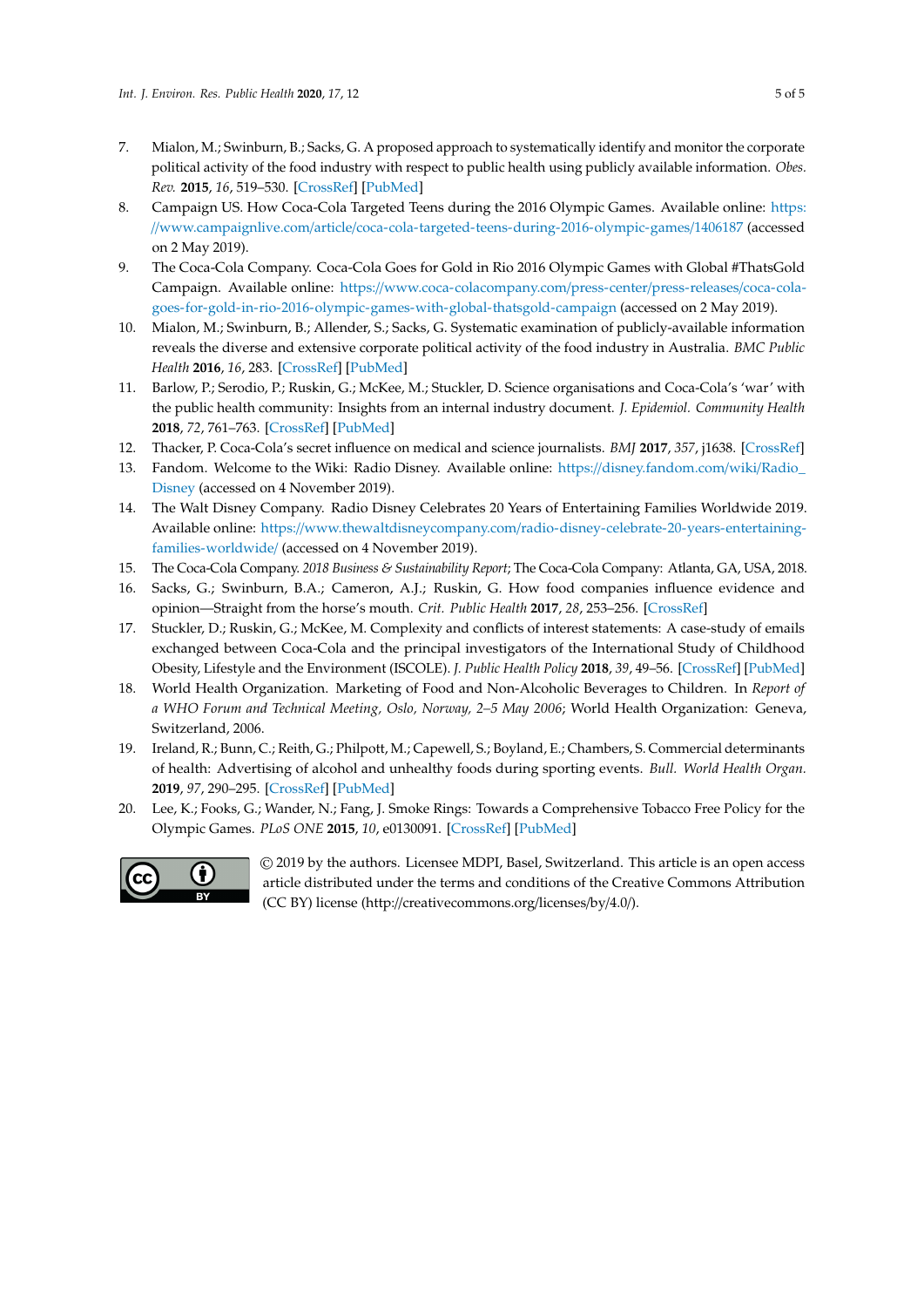7. Mialon, M.; Swinburn, B.; Sacks, G. A proposed approach to systematically identify and monitor the corporate political activity of the food industry with respect to public health using publicly available information. *Obes. Rev.* **2015**, *16*, 519–530. [CrossRef] [PubMed]
8. Campaign US. How Coca-Cola Targeted Teens during the 2016 Olympic Games. Available online: https://www.campaignlive.com/article/coca-cola-targeted-teens-during-2016-olympic-games/1406187 (accessed on 2 May 2019).
9. The Coca-Cola Company. Coca-Cola Goes for Gold in Rio 2016 Olympic Games with Global #ThatsGold Campaign. Available online: https://www.coca-colacompany.com/press-center/press-releases/coca-cola-goes-for-gold-in-rio-2016-olympic-games-with-global-thatsgold-campaign (accessed on 2 May 2019).
10. Mialon, M.; Swinburn, B.; Allender, S.; Sacks, G. Systematic examination of publicly-available information reveals the diverse and extensive corporate political activity of the food industry in Australia. *BMC Public Health* **2016**, *16*, 283. [CrossRef] [PubMed]
11. Barlow, P.; Serodio, P.; Ruskin, G.; McKee, M.; Stuckler, D. Science organisations and Coca-Cola's 'war' with the public health community: Insights from an internal industry document. *J. Epidemiol. Community Health* **2018**, *72*, 761–763. [CrossRef] [PubMed]
12. Thacker, P. Coca-Cola's secret influence on medical and science journalists. *BMJ* **2017**, *357*, j1638. [CrossRef]
13. Fandom. Welcome to the Wiki: Radio Disney. Available online: https://disney.fandom.com/wiki/Radio_Disney (accessed on 4 November 2019).
14. The Walt Disney Company. Radio Disney Celebrates 20 Years of Entertaining Families Worldwide 2019. Available online: https://www.thewaltdisneycompany.com/radio-disney-celebrate-20-years-entertaining-families-worldwide/ (accessed on 4 November 2019).
15. The Coca-Cola Company. *2018 Business & Sustainability Report*; The Coca-Cola Company: Atlanta, GA, USA, 2018.
16. Sacks, G.; Swinburn, B.A.; Cameron, A.J.; Ruskin, G. How food companies influence evidence and opinion—Straight from the horse's mouth. *Crit. Public Health* **2017**, *28*, 253–256. [CrossRef]
17. Stuckler, D.; Ruskin, G.; McKee, M. Complexity and conflicts of interest statements: A case-study of emails exchanged between Coca-Cola and the principal investigators of the International Study of Childhood Obesity, Lifestyle and the Environment (ISCOLE). *J. Public Health Policy* **2018**, *39*, 49–56. [CrossRef] [PubMed]
18. World Health Organization. Marketing of Food and Non-Alcoholic Beverages to Children. In *Report of a WHO Forum and Technical Meeting, Oslo, Norway, 2–5 May 2006*; World Health Organization: Geneva, Switzerland, 2006.
19. Ireland, R.; Bunn, C.; Reith, G.; Philpott, M.; Capewell, S.; Boyland, E.; Chambers, S. Commercial determinants of health: Advertising of alcohol and unhealthy foods during sporting events. *Bull. World Health Organ.* **2019**, *97*, 290–295. [CrossRef] [PubMed]
20. Lee, K.; Fooks, G.; Wander, N.; Fang, J. Smoke Rings: Towards a Comprehensive Tobacco Free Policy for the Olympic Games. *PLoS ONE* **2015**, *10*, e0130091. [CrossRef] [PubMed]

© 2019 by the authors. Licensee MDPI, Basel, Switzerland. This article is an open access article distributed under the terms and conditions of the Creative Commons Attribution (CC BY) license (http://creativecommons.org/licenses/by/4.0/).